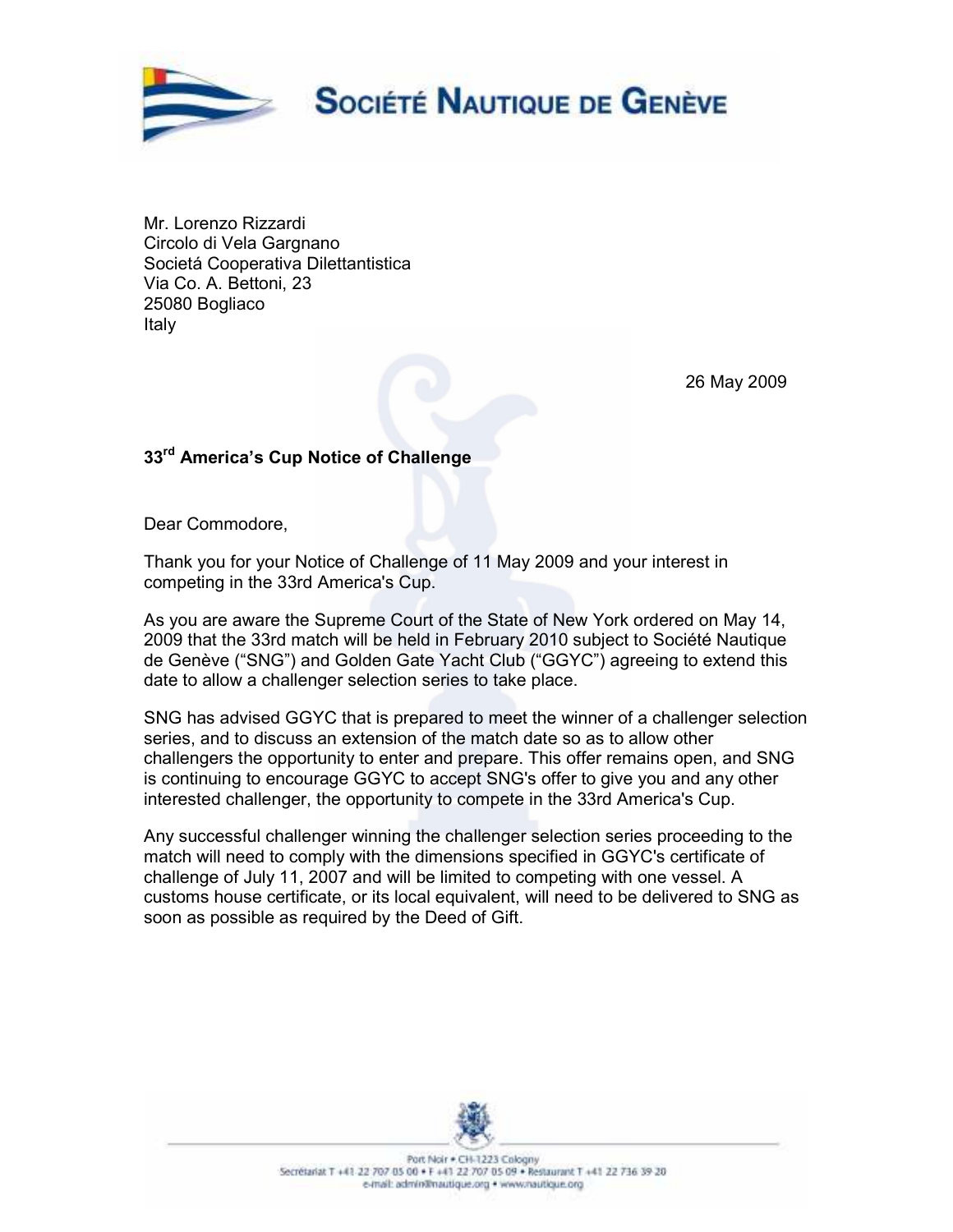# Société Nautique de Genève

Mr. Lorenzo Rizzardi
Circolo di Vela Gargnano
Societá Cooperativa Dilettantistica
Via Co. A. Bettoni, 23
25080 Bogliaco
Italy

26 May 2009

**33rd America's Cup Notice of Challenge**

Dear Commodore,

Thank you for your Notice of Challenge of 11 May 2009 and your interest in competing in the 33rd America's Cup.

As you are aware the Supreme Court of the State of New York ordered on May 14, 2009 that the 33rd match will be held in February 2010 subject to Société Nautique de Genève ("SNG") and Golden Gate Yacht Club ("GGYC") agreeing to extend this date to allow a challenger selection series to take place.

SNG has advised GGYC that is prepared to meet the winner of a challenger selection series, and to discuss an extension of the match date so as to allow other challengers the opportunity to enter and prepare. This offer remains open, and SNG is continuing to encourage GGYC to accept SNG's offer to give you and any other interested challenger, the opportunity to compete in the 33rd America's Cup.

Any successful challenger winning the challenger selection series proceeding to the match will need to comply with the dimensions specified in GGYC's certificate of challenge of July 11, 2007 and will be limited to competing with one vessel. A customs house certificate, or its local equivalent, will need to be delivered to SNG as soon as possible as required by the Deed of Gift.

Port Noir • CH-1223 Cologny
Secrétariat T +41 22 707 05 00 • F +41 22 707 05 09 • Restaurant T +41 22 736 39 20
e-mail: admin@nautique.org • www.nautique.org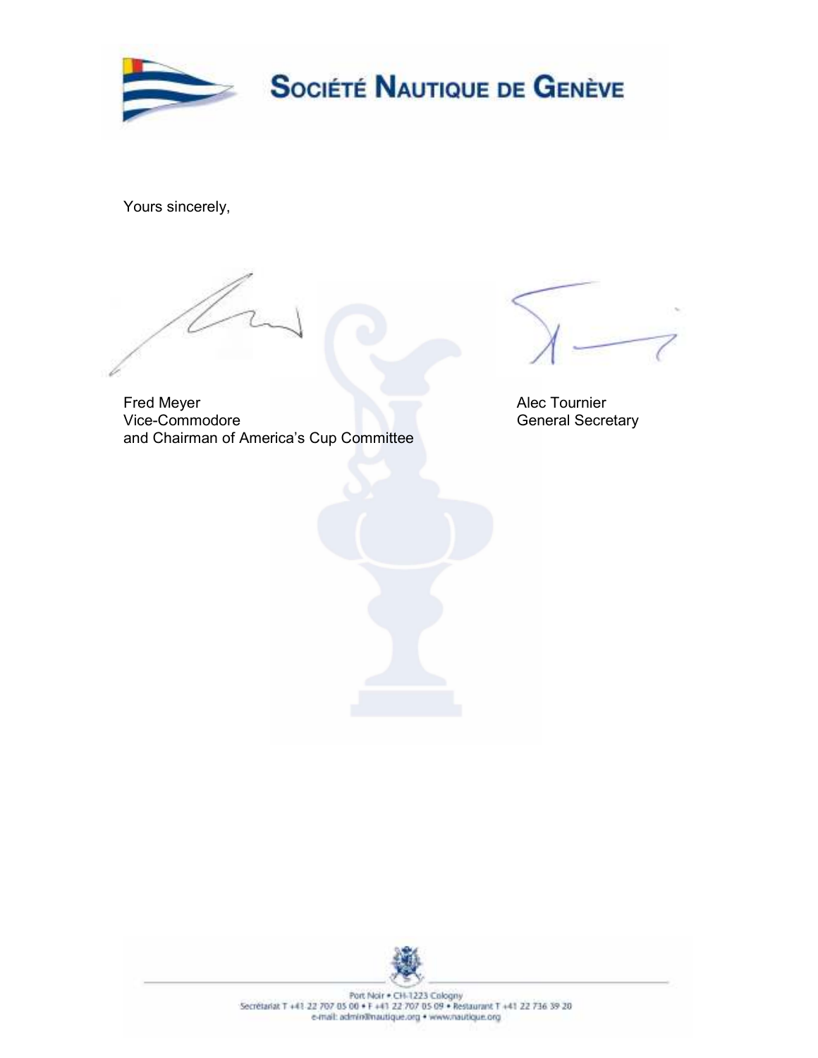Yours sincerely,

Fred Meyer
Vice-Commodore
and Chairman of America's Cup Committee

Alec Tournier
General Secretary